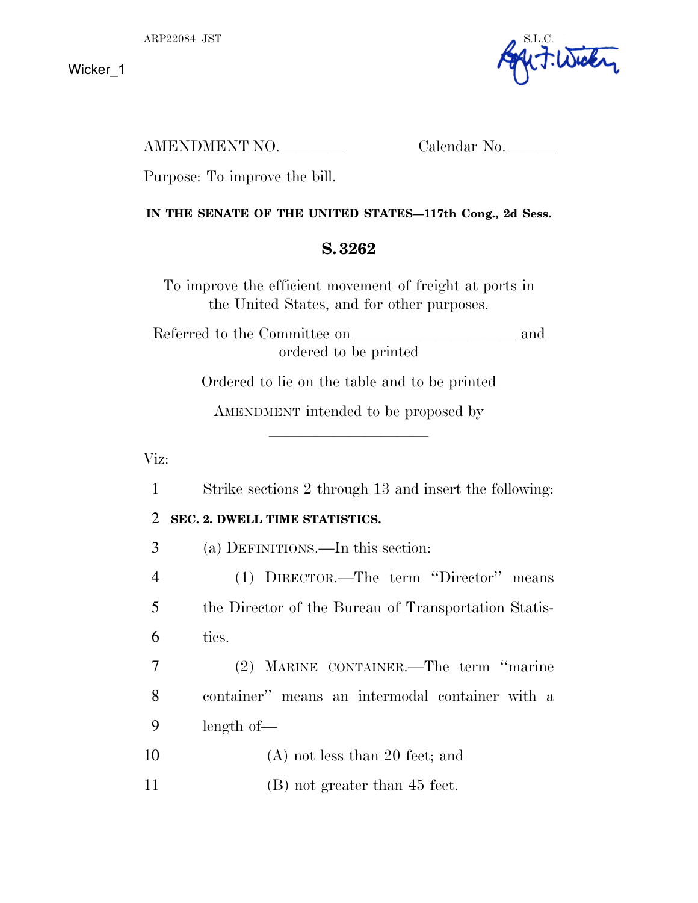ARP22084 JST S.L.C.

Wicker_1

AMENDMENT NO.________ Calendar No.______

Purpose: To improve the bill.

**IN THE SENATE OF THE UNITED STATES—117th Cong., 2d Sess.**

## S. 3262

To improve the efficient movement of freight at ports in the United States, and for other purposes.

Referred to the Committee on ____________________ and ordered to be printed

Ordered to lie on the table and to be printed

AMENDMENT intended to be proposed by ____________________

Viz:

1 Strike sections 2 through 13 and insert the following:

2 **SEC. 2. DWELL TIME STATISTICS.**

3 (a) DEFINITIONS.—In this section:

4 (1) DIRECTOR.—The term "Director" means
5 the Director of the Bureau of Transportation Statis-
6 tics.

7 (2) MARINE CONTAINER.—The term "marine
8 container" means an intermodal container with a
9 length of—

10 (A) not less than 20 feet; and

11 (B) not greater than 45 feet.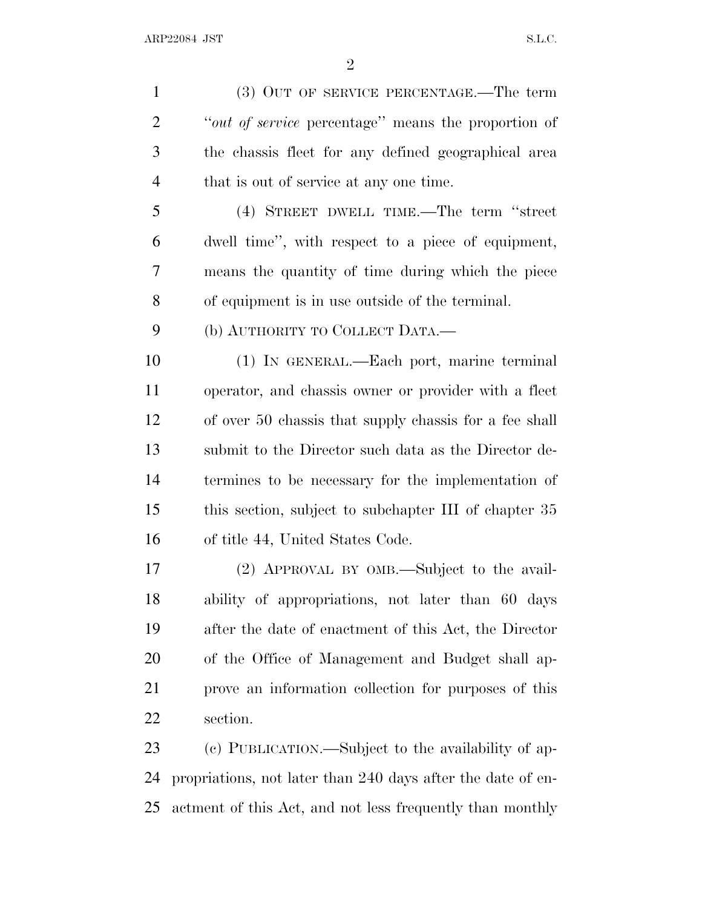(3) OUT OF SERVICE PERCENTAGE.—The term "*out of service* percentage" means the proportion of the chassis fleet for any defined geographical area that is out of service at any one time.

(4) STREET DWELL TIME.—The term "street dwell time", with respect to a piece of equipment, means the quantity of time during which the piece of equipment is in use outside of the terminal.

(b) AUTHORITY TO COLLECT DATA.—

(1) IN GENERAL.—Each port, marine terminal operator, and chassis owner or provider with a fleet of over 50 chassis that supply chassis for a fee shall submit to the Director such data as the Director determines to be necessary for the implementation of this section, subject to subchapter III of chapter 35 of title 44, United States Code.

(2) APPROVAL BY OMB.—Subject to the availability of appropriations, not later than 60 days after the date of enactment of this Act, the Director of the Office of Management and Budget shall approve an information collection for purposes of this section.

(c) PUBLICATION.—Subject to the availability of appropriations, not later than 240 days after the date of enactment of this Act, and not less frequently than monthly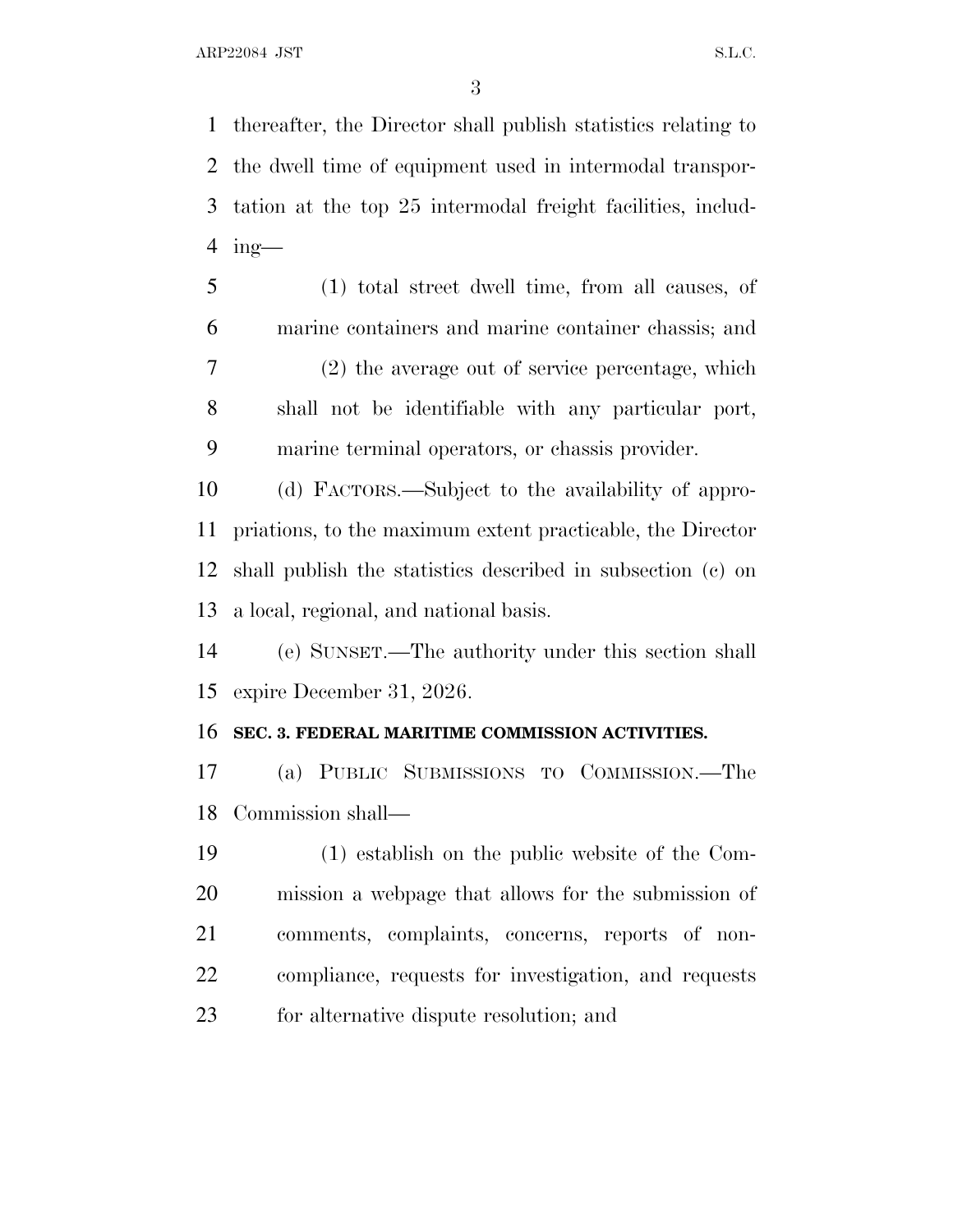thereafter, the Director shall publish statistics relating to the dwell time of equipment used in intermodal transportation at the top 25 intermodal freight facilities, including—

(1) total street dwell time, from all causes, of marine containers and marine container chassis; and

(2) the average out of service percentage, which shall not be identifiable with any particular port, marine terminal operators, or chassis provider.

(d) FACTORS.—Subject to the availability of appropriations, to the maximum extent practicable, the Director shall publish the statistics described in subsection (c) on a local, regional, and national basis.

(e) SUNSET.—The authority under this section shall expire December 31, 2026.

**SEC. 3. FEDERAL MARITIME COMMISSION ACTIVITIES.**

(a) PUBLIC SUBMISSIONS TO COMMISSION.—The Commission shall—

(1) establish on the public website of the Commission a webpage that allows for the submission of comments, complaints, concerns, reports of noncompliance, requests for investigation, and requests for alternative dispute resolution; and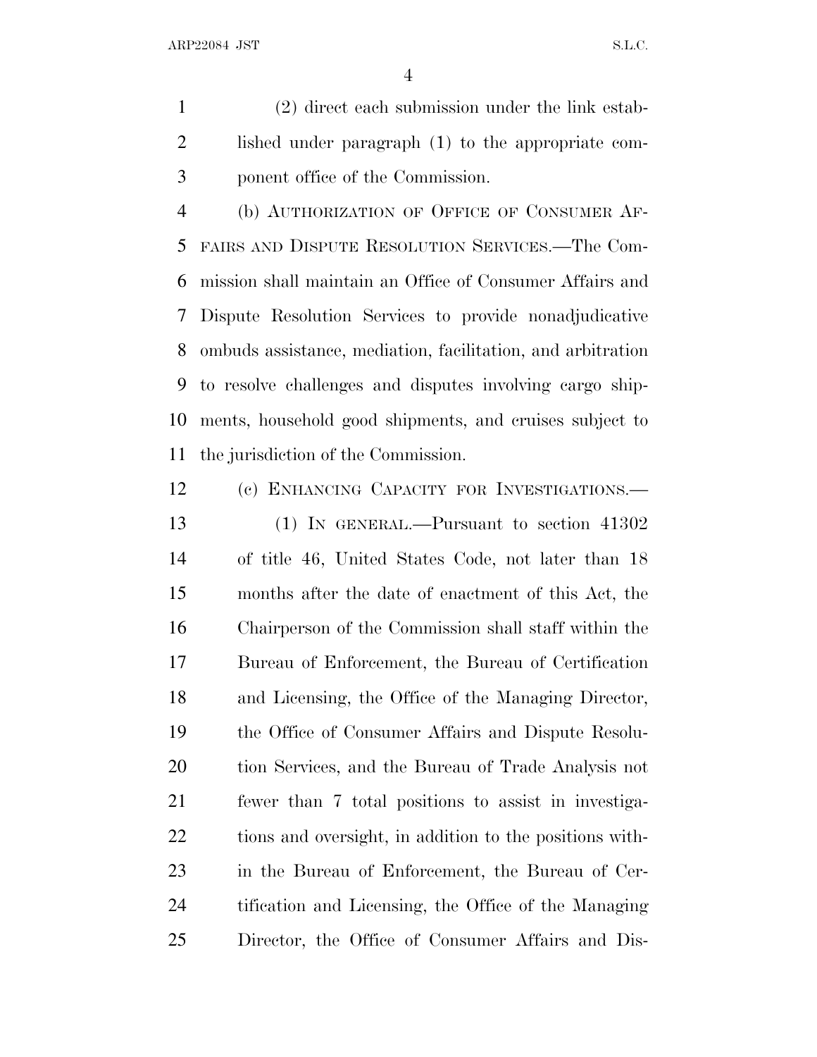(2) direct each submission under the link established under paragraph (1) to the appropriate component office of the Commission.

(b) AUTHORIZATION OF OFFICE OF CONSUMER AFFAIRS AND DISPUTE RESOLUTION SERVICES.—The Commission shall maintain an Office of Consumer Affairs and Dispute Resolution Services to provide nonadjudicative ombuds assistance, mediation, facilitation, and arbitration to resolve challenges and disputes involving cargo shipments, household good shipments, and cruises subject to the jurisdiction of the Commission.

(c) ENHANCING CAPACITY FOR INVESTIGATIONS.—

(1) IN GENERAL.—Pursuant to section 41302 of title 46, United States Code, not later than 18 months after the date of enactment of this Act, the Chairperson of the Commission shall staff within the Bureau of Enforcement, the Bureau of Certification and Licensing, the Office of the Managing Director, the Office of Consumer Affairs and Dispute Resolution Services, and the Bureau of Trade Analysis not fewer than 7 total positions to assist in investigations and oversight, in addition to the positions within the Bureau of Enforcement, the Bureau of Certification and Licensing, the Office of the Managing Director, the Office of Consumer Affairs and Dis-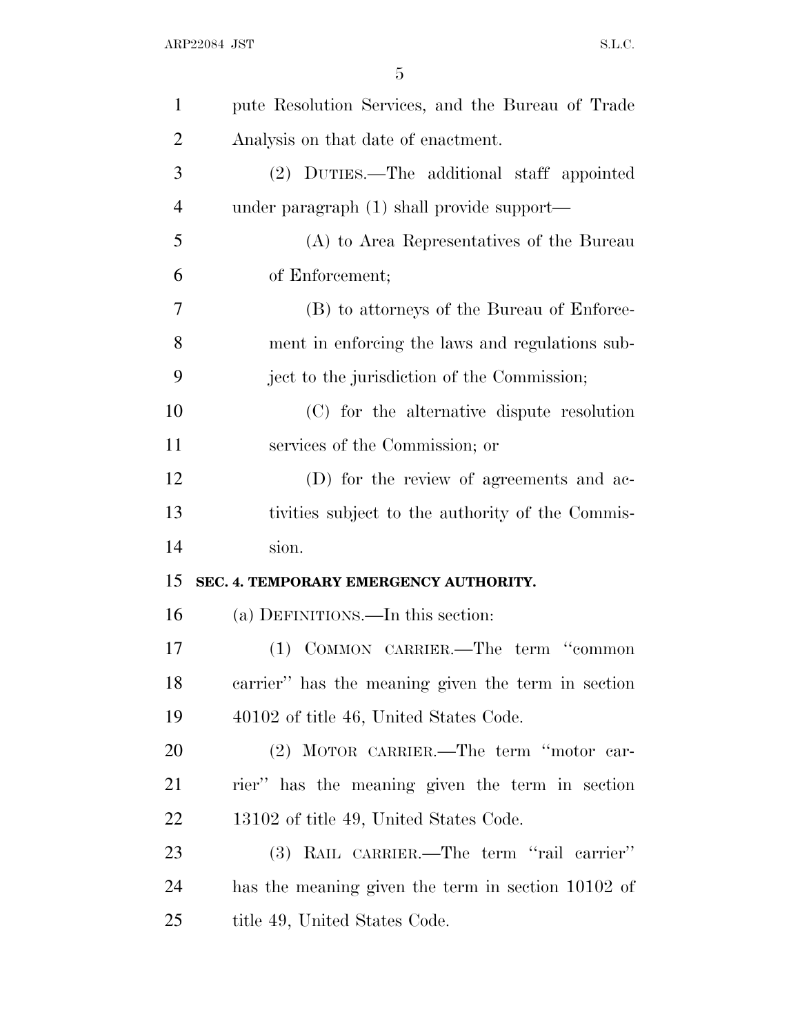pute Resolution Services, and the Bureau of Trade Analysis on that date of enactment.

(2) DUTIES.—The additional staff appointed under paragraph (1) shall provide support—

(A) to Area Representatives of the Bureau of Enforcement;

(B) to attorneys of the Bureau of Enforcement in enforcing the laws and regulations subject to the jurisdiction of the Commission;

(C) for the alternative dispute resolution services of the Commission; or

(D) for the review of agreements and activities subject to the authority of the Commission.

**SEC. 4. TEMPORARY EMERGENCY AUTHORITY.**

(a) DEFINITIONS.—In this section:

(1) COMMON CARRIER.—The term ''common carrier'' has the meaning given the term in section 40102 of title 46, United States Code.

(2) MOTOR CARRIER.—The term ''motor carrier'' has the meaning given the term in section 13102 of title 49, United States Code.

(3) RAIL CARRIER.—The term ''rail carrier'' has the meaning given the term in section 10102 of title 49, United States Code.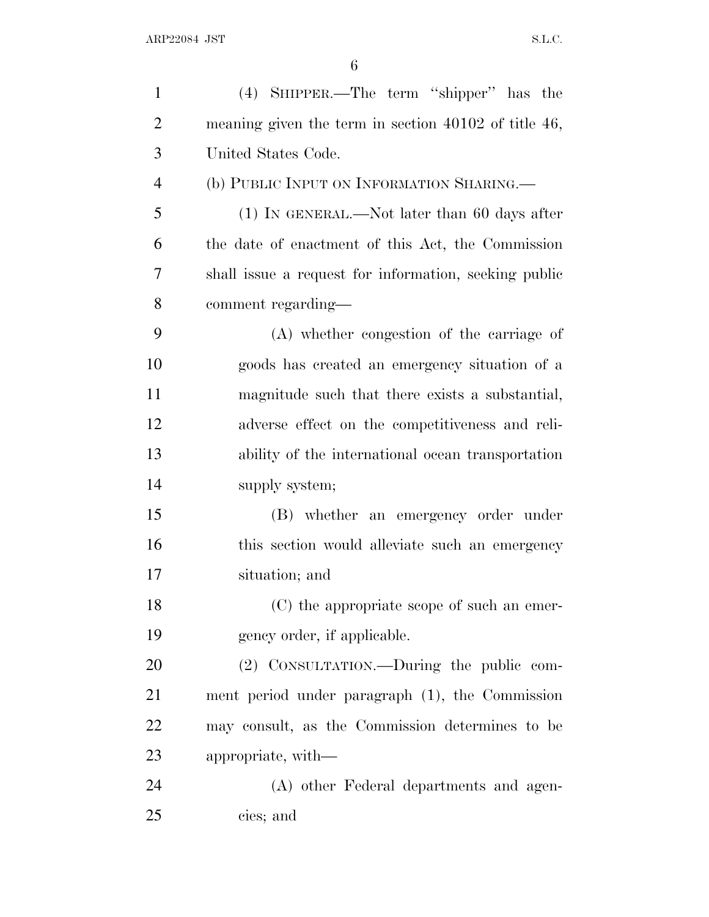(4) SHIPPER.—The term "shipper" has the meaning given the term in section 40102 of title 46, United States Code.

(b) PUBLIC INPUT ON INFORMATION SHARING.—

(1) IN GENERAL.—Not later than 60 days after the date of enactment of this Act, the Commission shall issue a request for information, seeking public comment regarding—

(A) whether congestion of the carriage of goods has created an emergency situation of a magnitude such that there exists a substantial, adverse effect on the competitiveness and reliability of the international ocean transportation supply system;

(B) whether an emergency order under this section would alleviate such an emergency situation; and

(C) the appropriate scope of such an emergency order, if applicable.

(2) CONSULTATION.—During the public comment period under paragraph (1), the Commission may consult, as the Commission determines to be appropriate, with—

(A) other Federal departments and agencies; and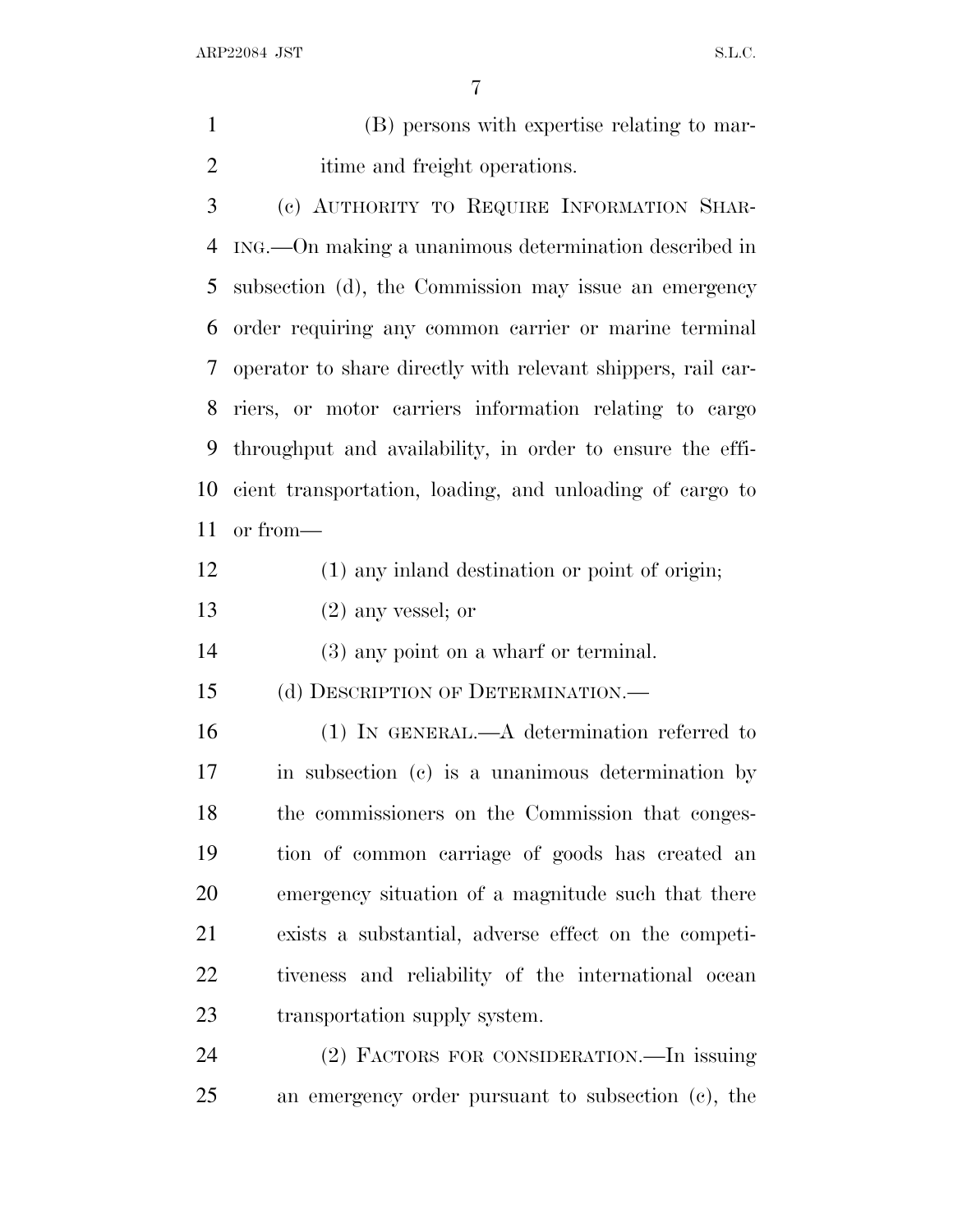(B) persons with expertise relating to maritime and freight operations.

(c) AUTHORITY TO REQUIRE INFORMATION SHARING.—On making a unanimous determination described in subsection (d), the Commission may issue an emergency order requiring any common carrier or marine terminal operator to share directly with relevant shippers, rail carriers, or motor carriers information relating to cargo throughput and availability, in order to ensure the efficient transportation, loading, and unloading of cargo to or from—

(1) any inland destination or point of origin;

(2) any vessel; or

(3) any point on a wharf or terminal.

(d) DESCRIPTION OF DETERMINATION.—

(1) IN GENERAL.—A determination referred to in subsection (c) is a unanimous determination by the commissioners on the Commission that congestion of common carriage of goods has created an emergency situation of a magnitude such that there exists a substantial, adverse effect on the competitiveness and reliability of the international ocean transportation supply system.

(2) FACTORS FOR CONSIDERATION.—In issuing an emergency order pursuant to subsection (c), the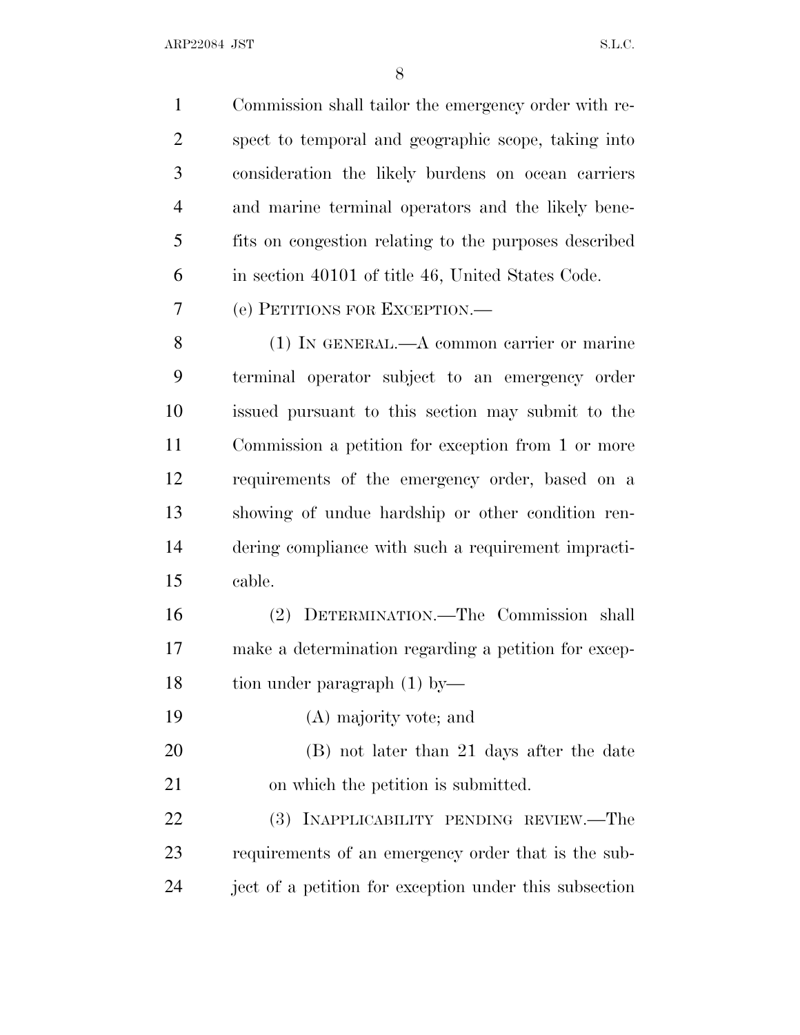Commission shall tailor the emergency order with respect to temporal and geographic scope, taking into consideration the likely burdens on ocean carriers and marine terminal operators and the likely benefits on congestion relating to the purposes described in section 40101 of title 46, United States Code.

(e) PETITIONS FOR EXCEPTION.—

(1) IN GENERAL.—A common carrier or marine terminal operator subject to an emergency order issued pursuant to this section may submit to the Commission a petition for exception from 1 or more requirements of the emergency order, based on a showing of undue hardship or other condition rendering compliance with such a requirement impracticable.

(2) DETERMINATION.—The Commission shall make a determination regarding a petition for exception under paragraph (1) by—

(A) majority vote; and

(B) not later than 21 days after the date on which the petition is submitted.

(3) INAPPLICABILITY PENDING REVIEW.—The requirements of an emergency order that is the subject of a petition for exception under this subsection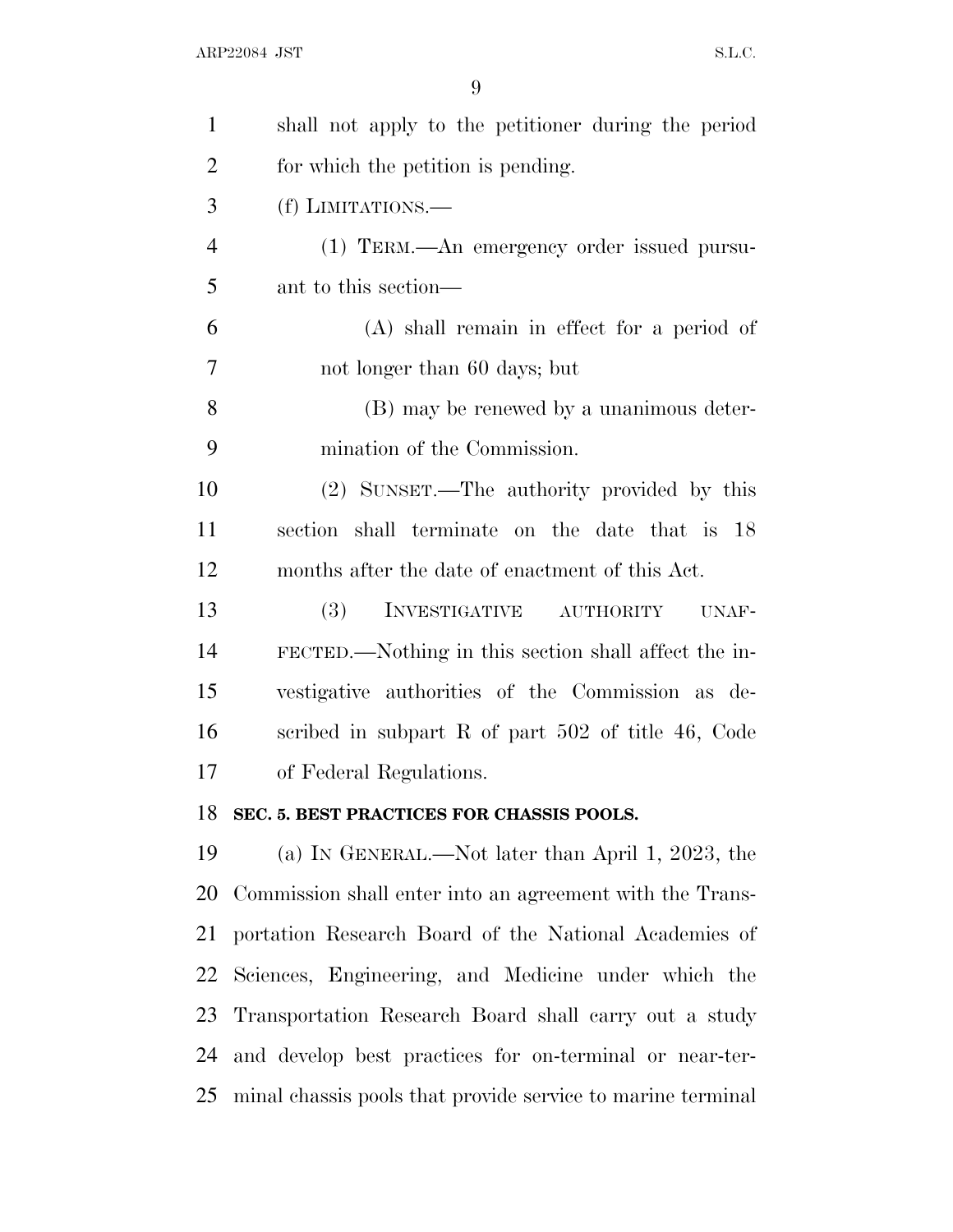shall not apply to the petitioner during the period for which the petition is pending.

(f) LIMITATIONS.—

(1) TERM.—An emergency order issued pursuant to this section—

(A) shall remain in effect for a period of not longer than 60 days; but

(B) may be renewed by a unanimous determination of the Commission.

(2) SUNSET.—The authority provided by this section shall terminate on the date that is 18 months after the date of enactment of this Act.

(3) INVESTIGATIVE AUTHORITY UNAFFECTED.—Nothing in this section shall affect the investigative authorities of the Commission as described in subpart R of part 502 of title 46, Code of Federal Regulations.

**SEC. 5. BEST PRACTICES FOR CHASSIS POOLS.**

(a) IN GENERAL.—Not later than April 1, 2023, the Commission shall enter into an agreement with the Transportation Research Board of the National Academies of Sciences, Engineering, and Medicine under which the Transportation Research Board shall carry out a study and develop best practices for on-terminal or near-terminal chassis pools that provide service to marine terminal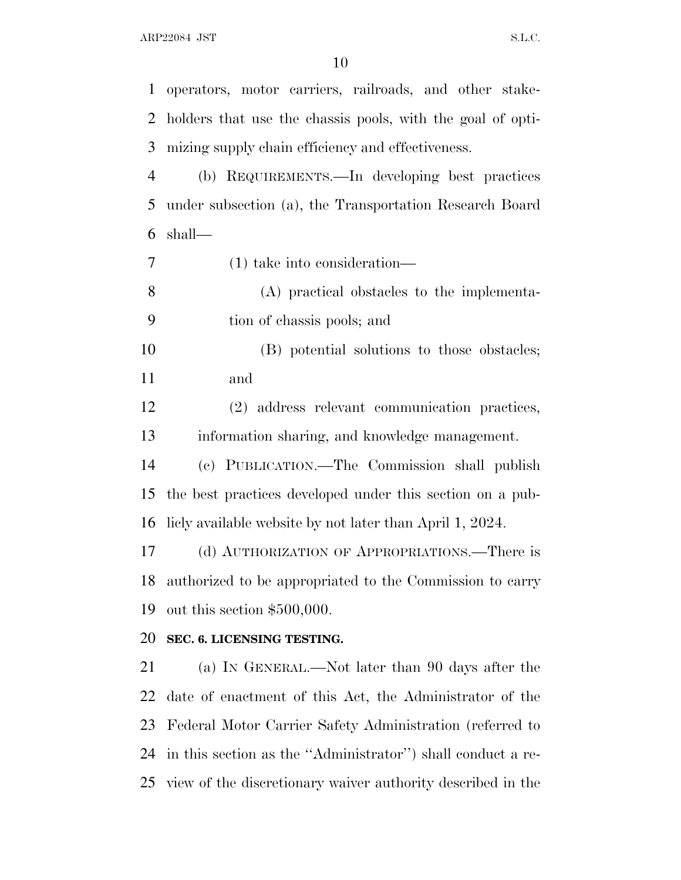operators, motor carriers, railroads, and other stakeholders that use the chassis pools, with the goal of optimizing supply chain efficiency and effectiveness.

(b) REQUIREMENTS.—In developing best practices under subsection (a), the Transportation Research Board shall—

(1) take into consideration—

(A) practical obstacles to the implementation of chassis pools; and

(B) potential solutions to those obstacles; and

(2) address relevant communication practices, information sharing, and knowledge management.

(c) PUBLICATION.—The Commission shall publish the best practices developed under this section on a publicly available website by not later than April 1, 2024.

(d) AUTHORIZATION OF APPROPRIATIONS.—There is authorized to be appropriated to the Commission to carry out this section $500,000.

**SEC. 6. LICENSING TESTING.**

(a) IN GENERAL.—Not later than 90 days after the date of enactment of this Act, the Administrator of the Federal Motor Carrier Safety Administration (referred to in this section as the ''Administrator'') shall conduct a review of the discretionary waiver authority described in the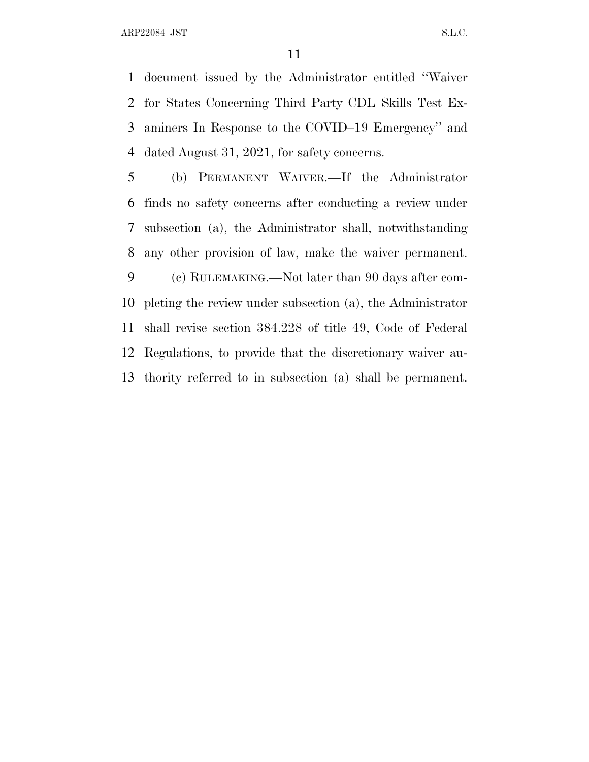document issued by the Administrator entitled ''Waiver for States Concerning Third Party CDL Skills Test Examiners In Response to the COVID–19 Emergency'' and dated August 31, 2021, for safety concerns.

(b) PERMANENT WAIVER.—If the Administrator finds no safety concerns after conducting a review under subsection (a), the Administrator shall, notwithstanding any other provision of law, make the waiver permanent.

(c) RULEMAKING.—Not later than 90 days after completing the review under subsection (a), the Administrator shall revise section 384.228 of title 49, Code of Federal Regulations, to provide that the discretionary waiver authority referred to in subsection (a) shall be permanent.